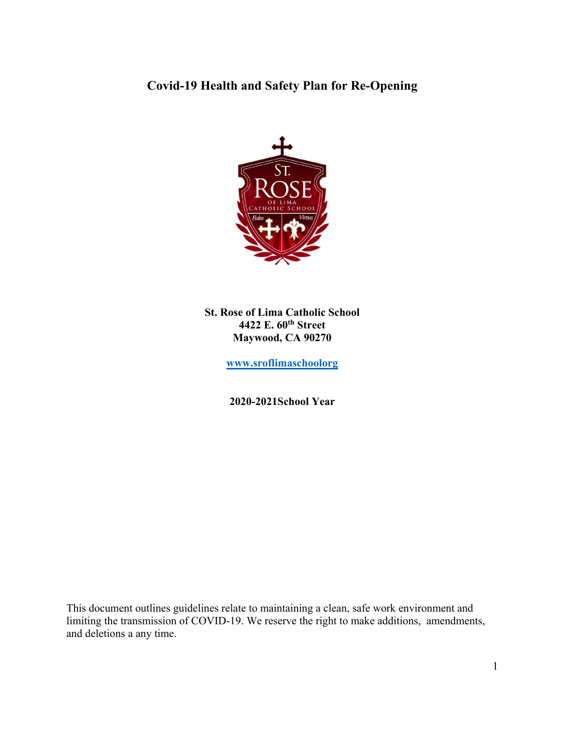# Covid-19 Health and Safety Plan for Re-Opening

**St. Rose of Lima Catholic School**
**4422 E. 60th Street**
**Maywood, CA 90270**

**www.sroflimaschoolorg**

**2020-2021School Year**

This document outlines guidelines relate to maintaining a clean, safe work environment and limiting the transmission of COVID-19. We reserve the right to make additions, amendments, and deletions a any time.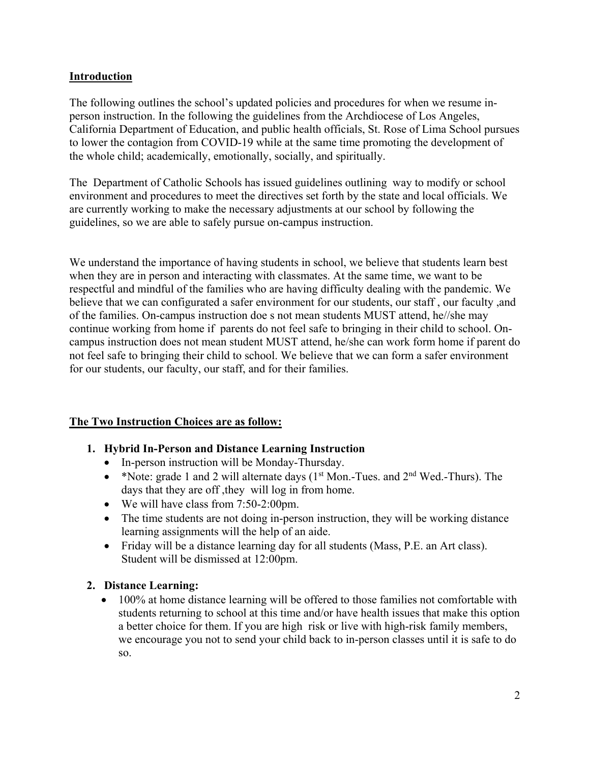## **Introduction**

The following outlines the school's updated policies and procedures for when we resume in-person instruction. In the following the guidelines from the Archdiocese of Los Angeles, California Department of Education, and public health officials, St. Rose of Lima School pursues to lower the contagion from COVID-19 while at the same time promoting the development of the whole child; academically, emotionally, socially, and spiritually.

The Department of Catholic Schools has issued guidelines outlining way to modify or school environment and procedures to meet the directives set forth by the state and local officials. We are currently working to make the necessary adjustments at our school by following the guidelines, so we are able to safely pursue on-campus instruction.

We understand the importance of having students in school, we believe that students learn best when they are in person and interacting with classmates. At the same time, we want to be respectful and mindful of the families who are having difficulty dealing with the pandemic. We believe that we can configurated a safer environment for our students, our staff , our faculty ,and of the families. On-campus instruction doe s not mean students MUST attend, he//she may continue working from home if parents do not feel safe to bringing in their child to school. On-campus instruction does not mean student MUST attend, he/she can work form home if parent do not feel safe to bringing their child to school. We believe that we can form a safer environment for our students, our faculty, our staff, and for their families.

## **The Two Instruction Choices are as follow:**

1. **Hybrid In-Person and Distance Learning Instruction**
   - In-person instruction will be Monday-Thursday.
   - *Note: grade 1 and 2 will alternate days (1st Mon.-Tues. and 2nd Wed.-Thurs). The days that they are off ,they will log in from home.
   - We will have class from 7:50-2:00pm.
   - The time students are not doing in-person instruction, they will be working distance learning assignments will the help of an aide.
   - Friday will be a distance learning day for all students (Mass, P.E. an Art class). Student will be dismissed at 12:00pm.

2. **Distance Learning:**
   - 100% at home distance learning will be offered to those families not comfortable with students returning to school at this time and/or have health issues that make this option a better choice for them. If you are high risk or live with high-risk family members, we encourage you not to send your child back to in-person classes until it is safe to do so.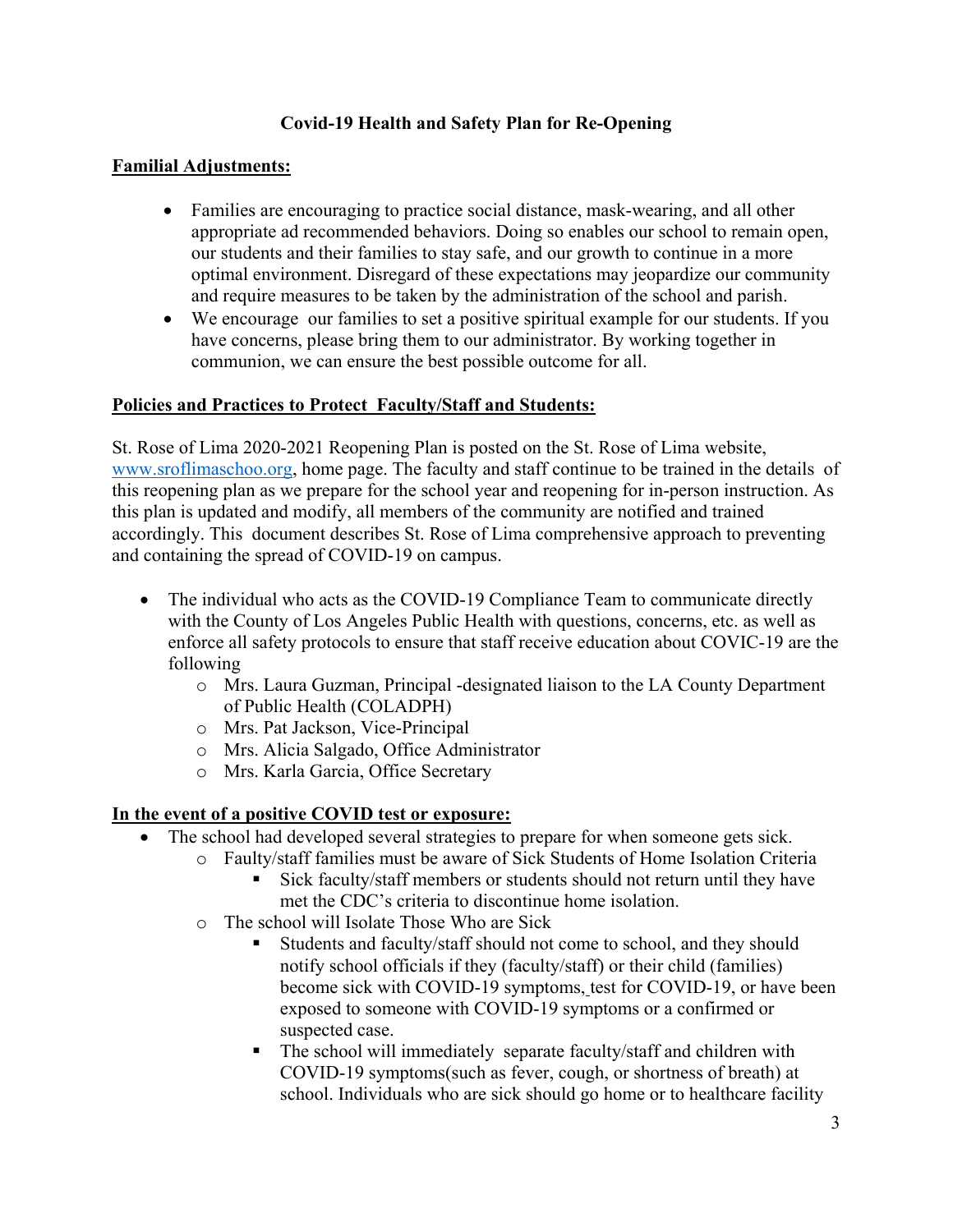# Covid-19 Health and Safety Plan for Re-Opening

## Familial Adjustments:

- Families are encouraging to practice social distance, mask-wearing, and all other appropriate ad recommended behaviors. Doing so enables our school to remain open, our students and their families to stay safe, and our growth to continue in a more optimal environment. Disregard of these expectations may jeopardize our community and require measures to be taken by the administration of the school and parish.
- We encourage our families to set a positive spiritual example for our students. If you have concerns, please bring them to our administrator. By working together in communion, we can ensure the best possible outcome for all.

## Policies and Practices to Protect Faculty/Staff and Students:

St. Rose of Lima 2020-2021 Reopening Plan is posted on the St. Rose of Lima website, www.sroflimaschoo.org, home page. The faculty and staff continue to be trained in the details of this reopening plan as we prepare for the school year and reopening for in-person instruction. As this plan is updated and modify, all members of the community are notified and trained accordingly. This document describes St. Rose of Lima comprehensive approach to preventing and containing the spread of COVID-19 on campus.

- The individual who acts as the COVID-19 Compliance Team to communicate directly with the County of Los Angeles Public Health with questions, concerns, etc. as well as enforce all safety protocols to ensure that staff receive education about COVIC-19 are the following
  - Mrs. Laura Guzman, Principal -designated liaison to the LA County Department of Public Health (COLADPH)
  - Mrs. Pat Jackson, Vice-Principal
  - Mrs. Alicia Salgado, Office Administrator
  - Mrs. Karla Garcia, Office Secretary

## In the event of a positive COVID test or exposure:

- The school had developed several strategies to prepare for when someone gets sick.
  - Faulty/staff families must be aware of Sick Students of Home Isolation Criteria
    - Sick faculty/staff members or students should not return until they have met the CDC's criteria to discontinue home isolation.
  - The school will Isolate Those Who are Sick
    - Students and faculty/staff should not come to school, and they should notify school officials if they (faculty/staff) or their child (families) become sick with COVID-19 symptoms, test for COVID-19, or have been exposed to someone with COVID-19 symptoms or a confirmed or suspected case.
    - The school will immediately separate faculty/staff and children with COVID-19 symptoms(such as fever, cough, or shortness of breath) at school. Individuals who are sick should go home or to healthcare facility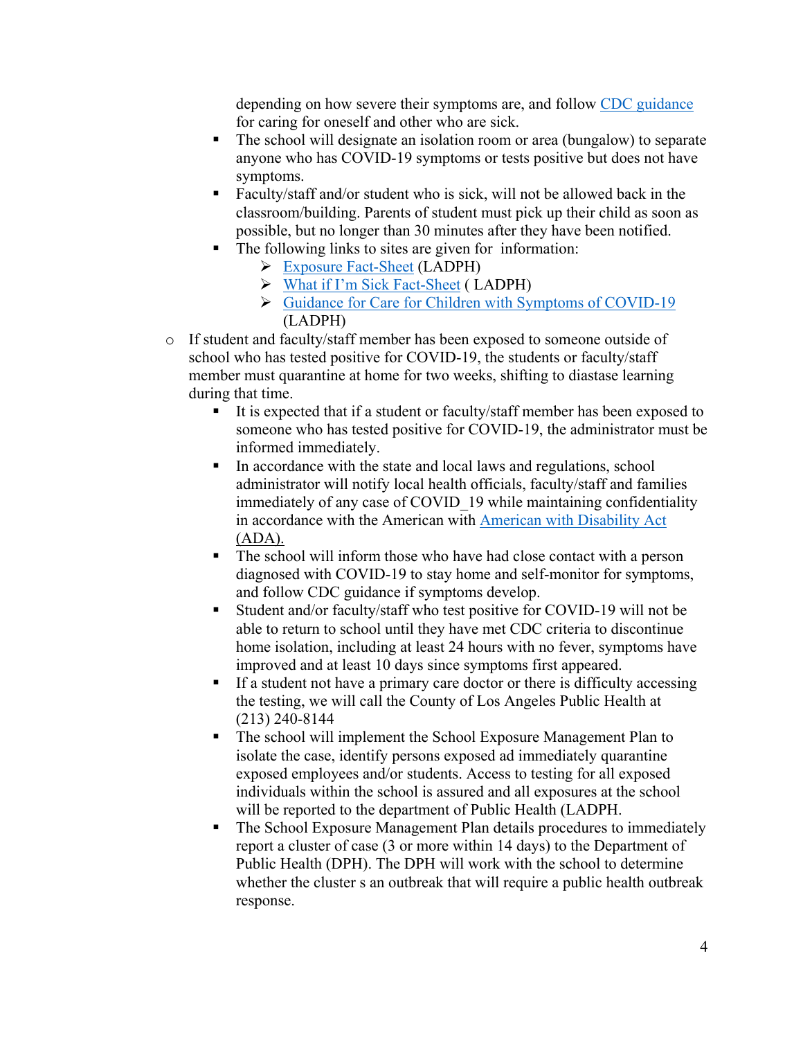depending on how severe their symptoms are, and follow [CDC guidance](#) for caring for oneself and other who are sick.

    - The school will designate an isolation room or area (bungalow) to separate anyone who has COVID-19 symptoms or tests positive but does not have symptoms.
    - Faculty/staff and/or student who is sick, will not be allowed back in the classroom/building. Parents of student must pick up their child as soon as possible, but no longer than 30 minutes after they have been notified.
    - The following links to sites are given for information:
        - [Exposure Fact-Sheet](#) (LADPH)
        - [What if I'm Sick Fact-Sheet](#) ( LADPH)
        - [Guidance for Care for Children with Symptoms of COVID-19](#) (LADPH)

- If student and faculty/staff member has been exposed to someone outside of school who has tested positive for COVID-19, the students or faculty/staff member must quarantine at home for two weeks, shifting to diastase learning during that time.
    - It is expected that if a student or faculty/staff member has been exposed to someone who has tested positive for COVID-19, the administrator must be informed immediately.
    - In accordance with the state and local laws and regulations, school administrator will notify local health officials, faculty/staff and families immediately of any case of COVID_19 while maintaining confidentiality in accordance with the American with [American with Disability Act (ADA).](#)
    - The school will inform those who have had close contact with a person diagnosed with COVID-19 to stay home and self-monitor for symptoms, and follow CDC guidance if symptoms develop.
    - Student and/or faculty/staff who test positive for COVID-19 will not be able to return to school until they have met CDC criteria to discontinue home isolation, including at least 24 hours with no fever, symptoms have improved and at least 10 days since symptoms first appeared.
    - If a student not have a primary care doctor or there is difficulty accessing the testing, we will call the County of Los Angeles Public Health at (213) 240-8144
    - The school will implement the School Exposure Management Plan to isolate the case, identify persons exposed ad immediately quarantine exposed employees and/or students. Access to testing for all exposed individuals within the school is assured and all exposures at the school will be reported to the department of Public Health (LADPH.
    - The School Exposure Management Plan details procedures to immediately report a cluster of case (3 or more within 14 days) to the Department of Public Health (DPH). The DPH will work with the school to determine whether the cluster s an outbreak that will require a public health outbreak response.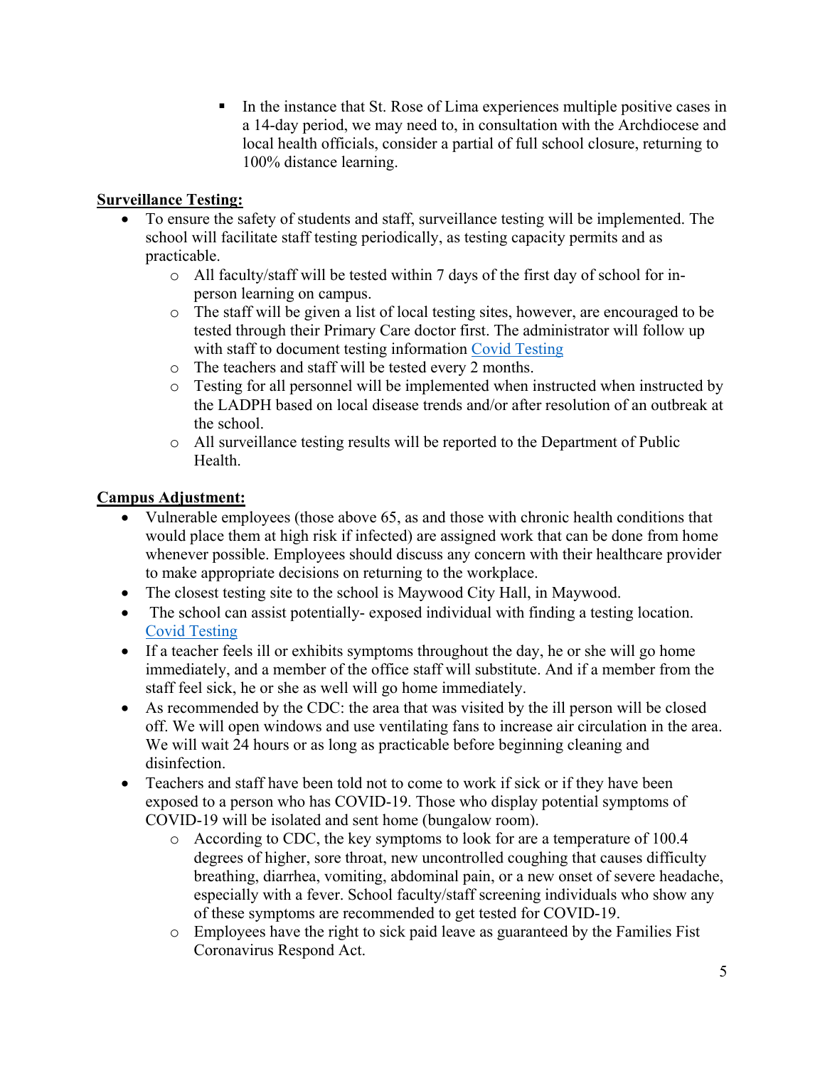- In the instance that St. Rose of Lima experiences multiple positive cases in a 14-day period, we may need to, in consultation with the Archdiocese and local health officials, consider a partial of full school closure, returning to 100% distance learning.

**Surveillance Testing:**

- To ensure the safety of students and staff, surveillance testing will be implemented. The school will facilitate staff testing periodically, as testing capacity permits and as practicable.
  - All faculty/staff will be tested within 7 days of the first day of school for in-person learning on campus.
  - The staff will be given a list of local testing sites, however, are encouraged to be tested through their Primary Care doctor first. The administrator will follow up with staff to document testing information [Covid Testing]()
  - The teachers and staff will be tested every 2 months.
  - Testing for all personnel will be implemented when instructed when instructed by the LADPH based on local disease trends and/or after resolution of an outbreak at the school.
  - All surveillance testing results will be reported to the Department of Public Health.

**Campus Adjustment:**

- Vulnerable employees (those above 65, as and those with chronic health conditions that would place them at high risk if infected) are assigned work that can be done from home whenever possible. Employees should discuss any concern with their healthcare provider to make appropriate decisions on returning to the workplace.
- The closest testing site to the school is Maywood City Hall, in Maywood.
- The school can assist potentially- exposed individual with finding a testing location. [Covid Testing]()
- If a teacher feels ill or exhibits symptoms throughout the day, he or she will go home immediately, and a member of the office staff will substitute. And if a member from the staff feel sick, he or she as well will go home immediately.
- As recommended by the CDC: the area that was visited by the ill person will be closed off. We will open windows and use ventilating fans to increase air circulation in the area. We will wait 24 hours or as long as practicable before beginning cleaning and disinfection.
- Teachers and staff have been told not to come to work if sick or if they have been exposed to a person who has COVID-19. Those who display potential symptoms of COVID-19 will be isolated and sent home (bungalow room).
  - According to CDC, the key symptoms to look for are a temperature of 100.4 degrees of higher, sore throat, new uncontrolled coughing that causes difficulty breathing, diarrhea, vomiting, abdominal pain, or a new onset of severe headache, especially with a fever. School faculty/staff screening individuals who show any of these symptoms are recommended to get tested for COVID-19.
  - Employees have the right to sick paid leave as guaranteed by the Families Fist Coronavirus Respond Act.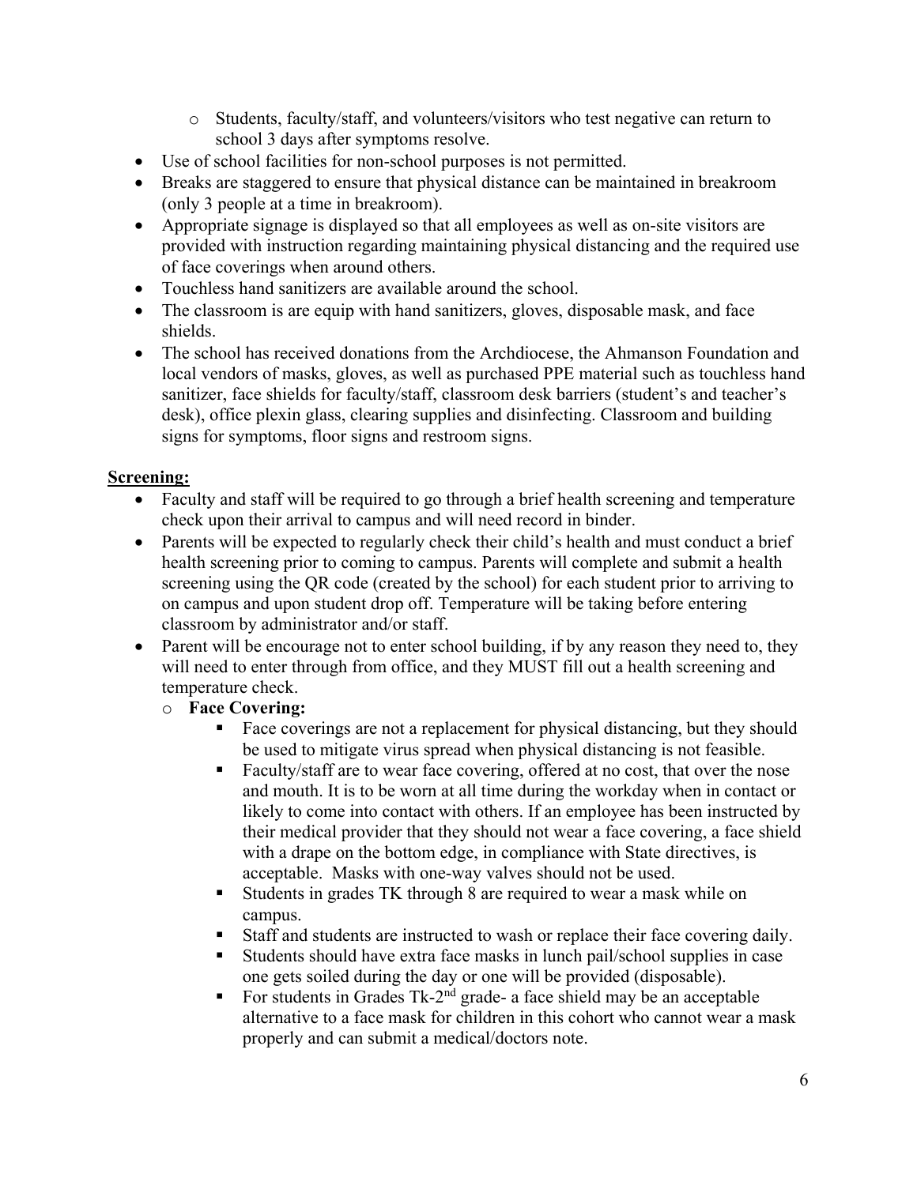- Students, faculty/staff, and volunteers/visitors who test negative can return to school 3 days after symptoms resolve.
- Use of school facilities for non-school purposes is not permitted.
- Breaks are staggered to ensure that physical distance can be maintained in breakroom (only 3 people at a time in breakroom).
- Appropriate signage is displayed so that all employees as well as on-site visitors are provided with instruction regarding maintaining physical distancing and the required use of face coverings when around others.
- Touchless hand sanitizers are available around the school.
- The classroom is are equip with hand sanitizers, gloves, disposable mask, and face shields.
- The school has received donations from the Archdiocese, the Ahmanson Foundation and local vendors of masks, gloves, as well as purchased PPE material such as touchless hand sanitizer, face shields for faculty/staff, classroom desk barriers (student's and teacher's desk), office plexin glass, clearing supplies and disinfecting. Classroom and building signs for symptoms, floor signs and restroom signs.

**Screening:**

- Faculty and staff will be required to go through a brief health screening and temperature check upon their arrival to campus and will need record in binder.
- Parents will be expected to regularly check their child's health and must conduct a brief health screening prior to coming to campus. Parents will complete and submit a health screening using the QR code (created by the school) for each student prior to arriving to on campus and upon student drop off. Temperature will be taking before entering classroom by administrator and/or staff.
- Parent will be encourage not to enter school building, if by any reason they need to, they will need to enter through from office, and they MUST fill out a health screening and temperature check.
  - **Face Covering:**
    - Face coverings are not a replacement for physical distancing, but they should be used to mitigate virus spread when physical distancing is not feasible.
    - Faculty/staff are to wear face covering, offered at no cost, that over the nose and mouth. It is to be worn at all time during the workday when in contact or likely to come into contact with others. If an employee has been instructed by their medical provider that they should not wear a face covering, a face shield with a drape on the bottom edge, in compliance with State directives, is acceptable. Masks with one-way valves should not be used.
    - Students in grades TK through 8 are required to wear a mask while on campus.
    - Staff and students are instructed to wash or replace their face covering daily.
    - Students should have extra face masks in lunch pail/school supplies in case one gets soiled during the day or one will be provided (disposable).
    - For students in Grades Tk-2nd grade- a face shield may be an acceptable alternative to a face mask for children in this cohort who cannot wear a mask properly and can submit a medical/doctors note.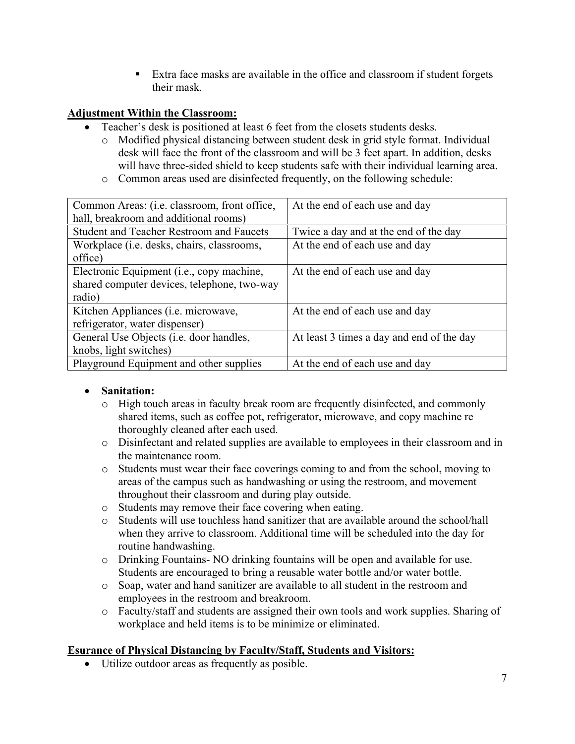- Extra face masks are available in the office and classroom if student forgets their mask.

**Adjustment Within the Classroom:**

- Teacher's desk is positioned at least 6 feet from the closets students desks.
  - Modified physical distancing between student desk in grid style format. Individual desk will face the front of the classroom and will be 3 feet apart. In addition, desks will have three-sided shield to keep students safe with their individual learning area.
  - Common areas used are disinfected frequently, on the following schedule:

| Common Areas: (i.e. classroom, front office, hall, breakroom and additional rooms) | At the end of each use and day |
|---|---|
| Student and Teacher Restroom and Faucets | Twice a day and at the end of the day |
| Workplace (i.e. desks, chairs, classrooms, office) | At the end of each use and day |
| Electronic Equipment (i.e., copy machine, shared computer devices, telephone, two-way radio) | At the end of each use and day |
| Kitchen Appliances (i.e. microwave, refrigerator, water dispenser) | At the end of each use and day |
| General Use Objects (i.e. door handles, knobs, light switches) | At least 3 times a day and end of the day |
| Playground Equipment and other supplies | At the end of each use and day |

- **Sanitation:**
  - High touch areas in faculty break room are frequently disinfected, and commonly shared items, such as coffee pot, refrigerator, microwave, and copy machine re thoroughly cleaned after each used.
  - Disinfectant and related supplies are available to employees in their classroom and in the maintenance room.
  - Students must wear their face coverings coming to and from the school, moving to areas of the campus such as handwashing or using the restroom, and movement throughout their classroom and during play outside.
  - Students may remove their face covering when eating.
  - Students will use touchless hand sanitizer that are available around the school/hall when they arrive to classroom. Additional time will be scheduled into the day for routine handwashing.
  - Drinking Fountains- NO drinking fountains will be open and available for use. Students are encouraged to bring a reusable water bottle and/or water bottle.
  - Soap, water and hand sanitizer are available to all student in the restroom and employees in the restroom and breakroom.
  - Faculty/staff and students are assigned their own tools and work supplies. Sharing of workplace and held items is to be minimize or eliminated.

**Esurance of Physical Distancing by Faculty/Staff, Students and Visitors:**

- Utilize outdoor areas as frequently as posible.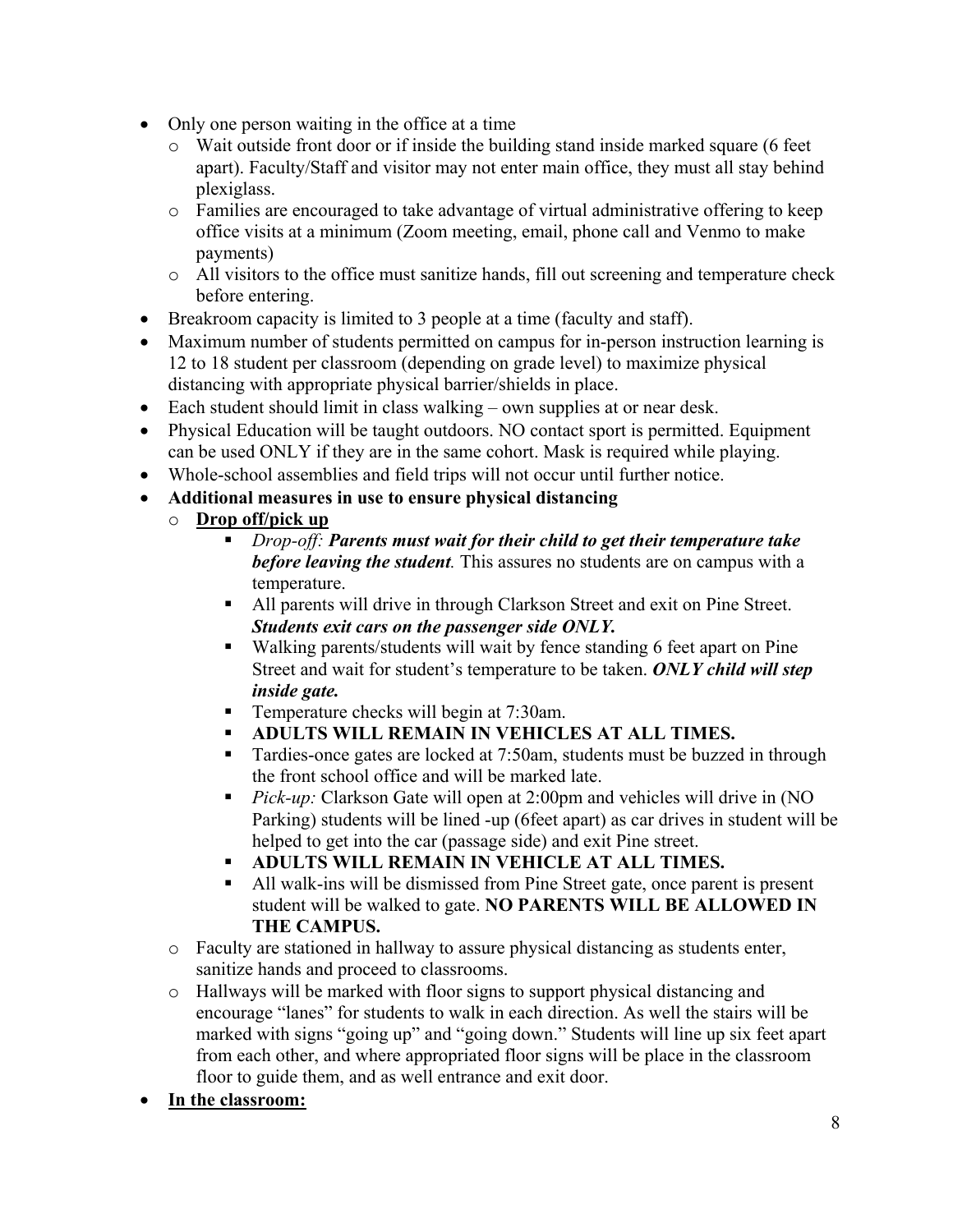- Only one person waiting in the office at a time
  - Wait outside front door or if inside the building stand inside marked square (6 feet apart). Faculty/Staff and visitor may not enter main office, they must all stay behind plexiglass.
  - Families are encouraged to take advantage of virtual administrative offering to keep office visits at a minimum (Zoom meeting, email, phone call and Venmo to make payments)
  - All visitors to the office must sanitize hands, fill out screening and temperature check before entering.
- Breakroom capacity is limited to 3 people at a time (faculty and staff).
- Maximum number of students permitted on campus for in-person instruction learning is 12 to 18 student per classroom (depending on grade level) to maximize physical distancing with appropriate physical barrier/shields in place.
- Each student should limit in class walking – own supplies at or near desk.
- Physical Education will be taught outdoors. NO contact sport is permitted. Equipment can be used ONLY if they are in the same cohort. Mask is required while playing.
- Whole-school assemblies and field trips will not occur until further notice.
- **Additional measures in use to ensure physical distancing**
  - **<u>Drop off/pick up</u>**
    - *Drop-off:* ***Parents must wait for their child to get their temperature take before leaving the student.*** This assures no students are on campus with a temperature.
    - All parents will drive in through Clarkson Street and exit on Pine Street. ***Students exit cars on the passenger side ONLY.***
    - Walking parents/students will wait by fence standing 6 feet apart on Pine Street and wait for student's temperature to be taken. ***ONLY child will step inside gate.***
    - Temperature checks will begin at 7:30am.
    - **ADULTS WILL REMAIN IN VEHICLES AT ALL TIMES.**
    - Tardies-once gates are locked at 7:50am, students must be buzzed in through the front school office and will be marked late.
    - *Pick-up:* Clarkson Gate will open at 2:00pm and vehicles will drive in (NO Parking) students will be lined -up (6feet apart) as car drives in student will be helped to get into the car (passage side) and exit Pine street.
    - **ADULTS WILL REMAIN IN VEHICLE AT ALL TIMES.**
    - All walk-ins will be dismissed from Pine Street gate, once parent is present student will be walked to gate. **NO PARENTS WILL BE ALLOWED IN THE CAMPUS.**
  - Faculty are stationed in hallway to assure physical distancing as students enter, sanitize hands and proceed to classrooms.
  - Hallways will be marked with floor signs to support physical distancing and encourage "lanes" for students to walk in each direction. As well the stairs will be marked with signs "going up" and "going down." Students will line up six feet apart from each other, and where appropriated floor signs will be place in the classroom floor to guide them, and as well entrance and exit door.
- **<u>In the classroom:</u>**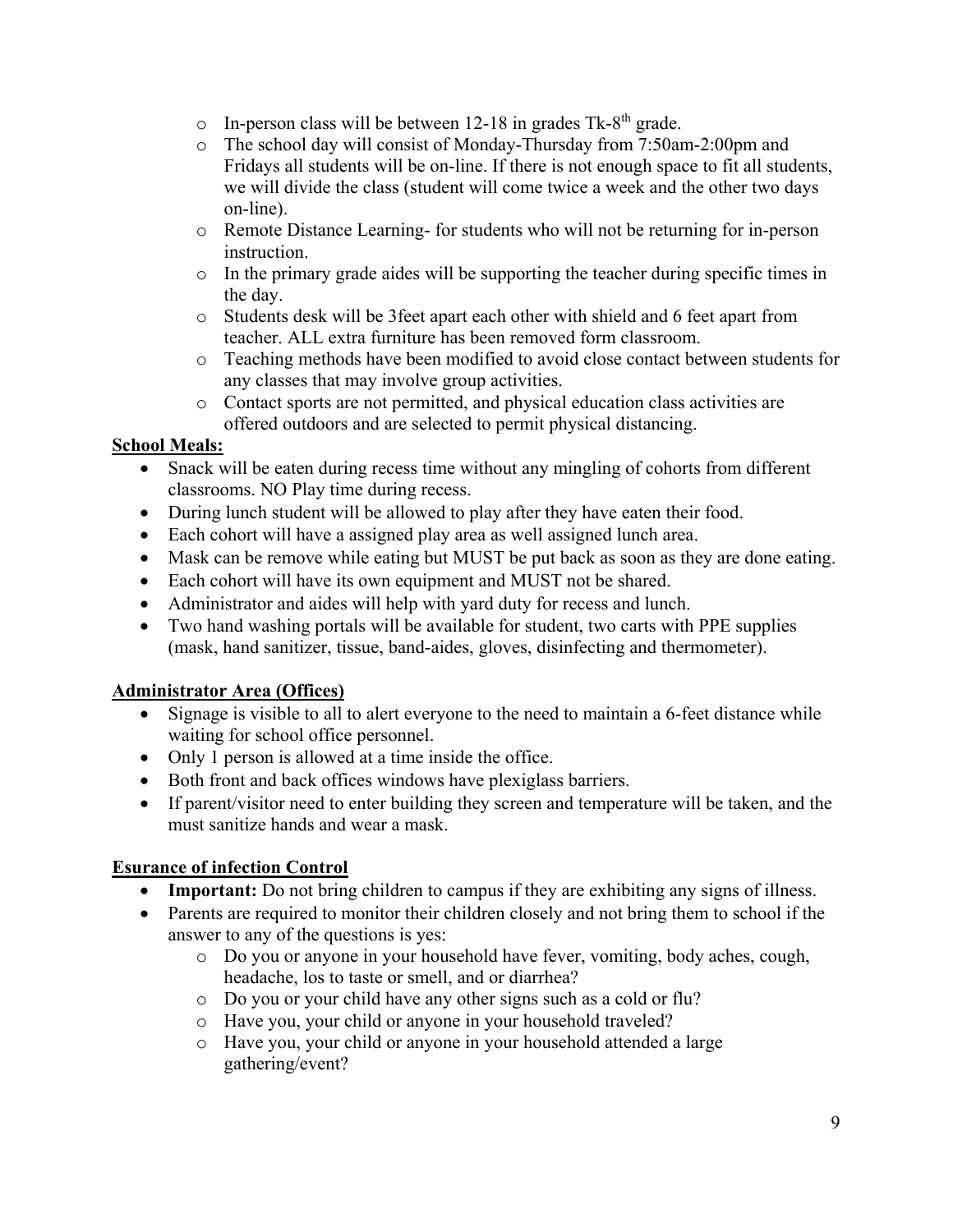- In-person class will be between 12-18 in grades Tk-8th grade.
- The school day will consist of Monday-Thursday from 7:50am-2:00pm and Fridays all students will be on-line. If there is not enough space to fit all students, we will divide the class (student will come twice a week and the other two days on-line).
- Remote Distance Learning- for students who will not be returning for in-person instruction.
- In the primary grade aides will be supporting the teacher during specific times in the day.
- Students desk will be 3feet apart each other with shield and 6 feet apart from teacher. ALL extra furniture has been removed form classroom.
- Teaching methods have been modified to avoid close contact between students for any classes that may involve group activities.
- Contact sports are not permitted, and physical education class activities are offered outdoors and are selected to permit physical distancing.

**School Meals:**

- Snack will be eaten during recess time without any mingling of cohorts from different classrooms. NO Play time during recess.
- During lunch student will be allowed to play after they have eaten their food.
- Each cohort will have a assigned play area as well assigned lunch area.
- Mask can be remove while eating but MUST be put back as soon as they are done eating.
- Each cohort will have its own equipment and MUST not be shared.
- Administrator and aides will help with yard duty for recess and lunch.
- Two hand washing portals will be available for student, two carts with PPE supplies (mask, hand sanitizer, tissue, band-aides, gloves, disinfecting and thermometer).

**Administrator Area (Offices)**

- Signage is visible to all to alert everyone to the need to maintain a 6-feet distance while waiting for school office personnel.
- Only 1 person is allowed at a time inside the office.
- Both front and back offices windows have plexiglass barriers.
- If parent/visitor need to enter building they screen and temperature will be taken, and the must sanitize hands and wear a mask.

**Esurance of infection Control**

- **Important:** Do not bring children to campus if they are exhibiting any signs of illness.
- Parents are required to monitor their children closely and not bring them to school if the answer to any of the questions is yes:
  - Do you or anyone in your household have fever, vomiting, body aches, cough, headache, los to taste or smell, and or diarrhea?
  - Do you or your child have any other signs such as a cold or flu?
  - Have you, your child or anyone in your household traveled?
  - Have you, your child or anyone in your household attended a large gathering/event?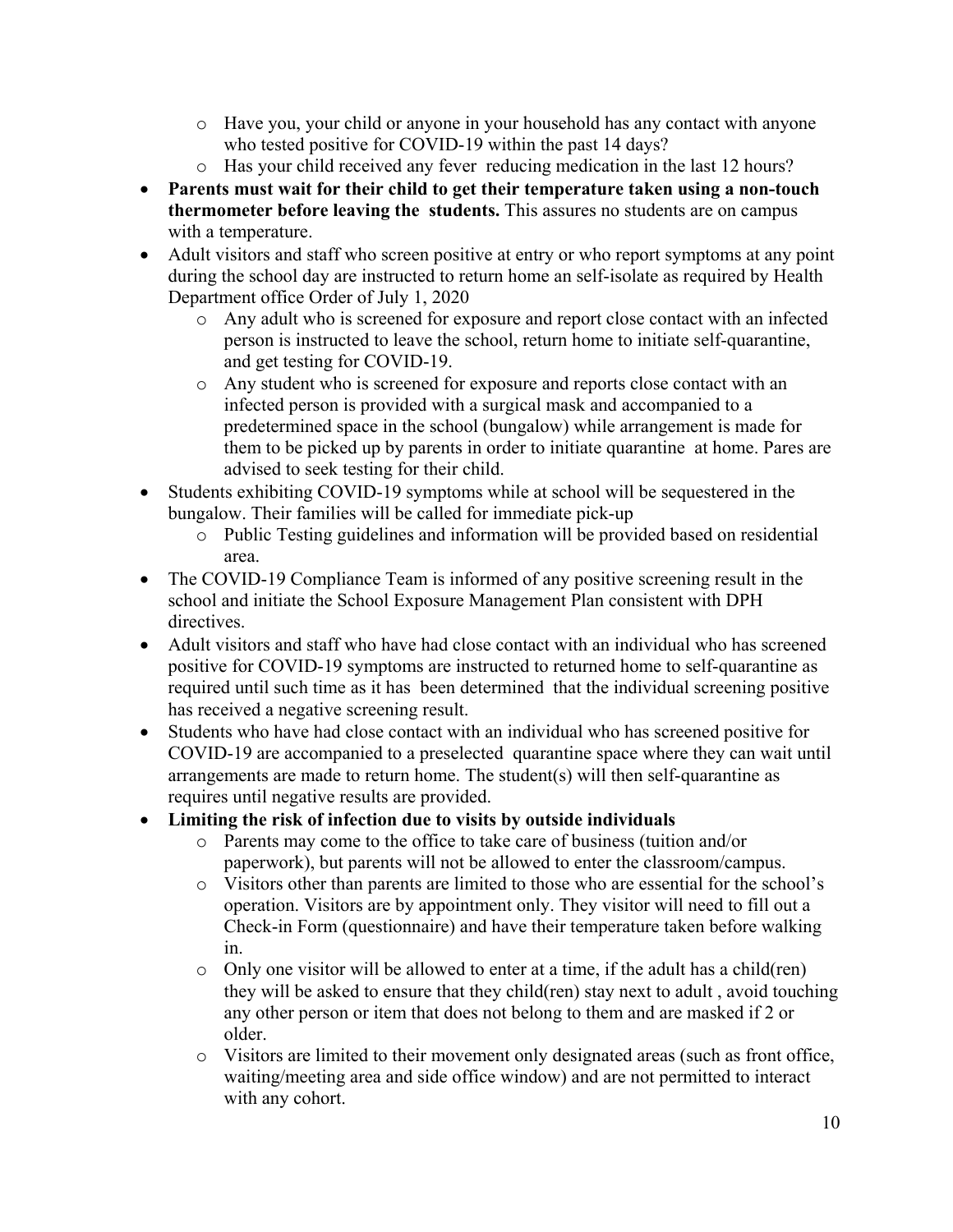- Have you, your child or anyone in your household has any contact with anyone who tested positive for COVID-19 within the past 14 days?
  - Has your child received any fever reducing medication in the last 12 hours?
- **Parents must wait for their child to get their temperature taken using a non-touch thermometer before leaving the students.** This assures no students are on campus with a temperature.
- Adult visitors and staff who screen positive at entry or who report symptoms at any point during the school day are instructed to return home an self-isolate as required by Health Department office Order of July 1, 2020
  - Any adult who is screened for exposure and report close contact with an infected person is instructed to leave the school, return home to initiate self-quarantine, and get testing for COVID-19.
  - Any student who is screened for exposure and reports close contact with an infected person is provided with a surgical mask and accompanied to a predetermined space in the school (bungalow) while arrangement is made for them to be picked up by parents in order to initiate quarantine at home. Pares are advised to seek testing for their child.
- Students exhibiting COVID-19 symptoms while at school will be sequestered in the bungalow. Their families will be called for immediate pick-up
  - Public Testing guidelines and information will be provided based on residential area.
- The COVID-19 Compliance Team is informed of any positive screening result in the school and initiate the School Exposure Management Plan consistent with DPH directives.
- Adult visitors and staff who have had close contact with an individual who has screened positive for COVID-19 symptoms are instructed to returned home to self-quarantine as required until such time as it has been determined that the individual screening positive has received a negative screening result.
- Students who have had close contact with an individual who has screened positive for COVID-19 are accompanied to a preselected quarantine space where they can wait until arrangements are made to return home. The student(s) will then self-quarantine as requires until negative results are provided.
- **Limiting the risk of infection due to visits by outside individuals**
  - Parents may come to the office to take care of business (tuition and/or paperwork), but parents will not be allowed to enter the classroom/campus.
  - Visitors other than parents are limited to those who are essential for the school's operation. Visitors are by appointment only. They visitor will need to fill out a Check-in Form (questionnaire) and have their temperature taken before walking in.
  - Only one visitor will be allowed to enter at a time, if the adult has a child(ren) they will be asked to ensure that they child(ren) stay next to adult , avoid touching any other person or item that does not belong to them and are masked if 2 or older.
  - Visitors are limited to their movement only designated areas (such as front office, waiting/meeting area and side office window) and are not permitted to interact with any cohort.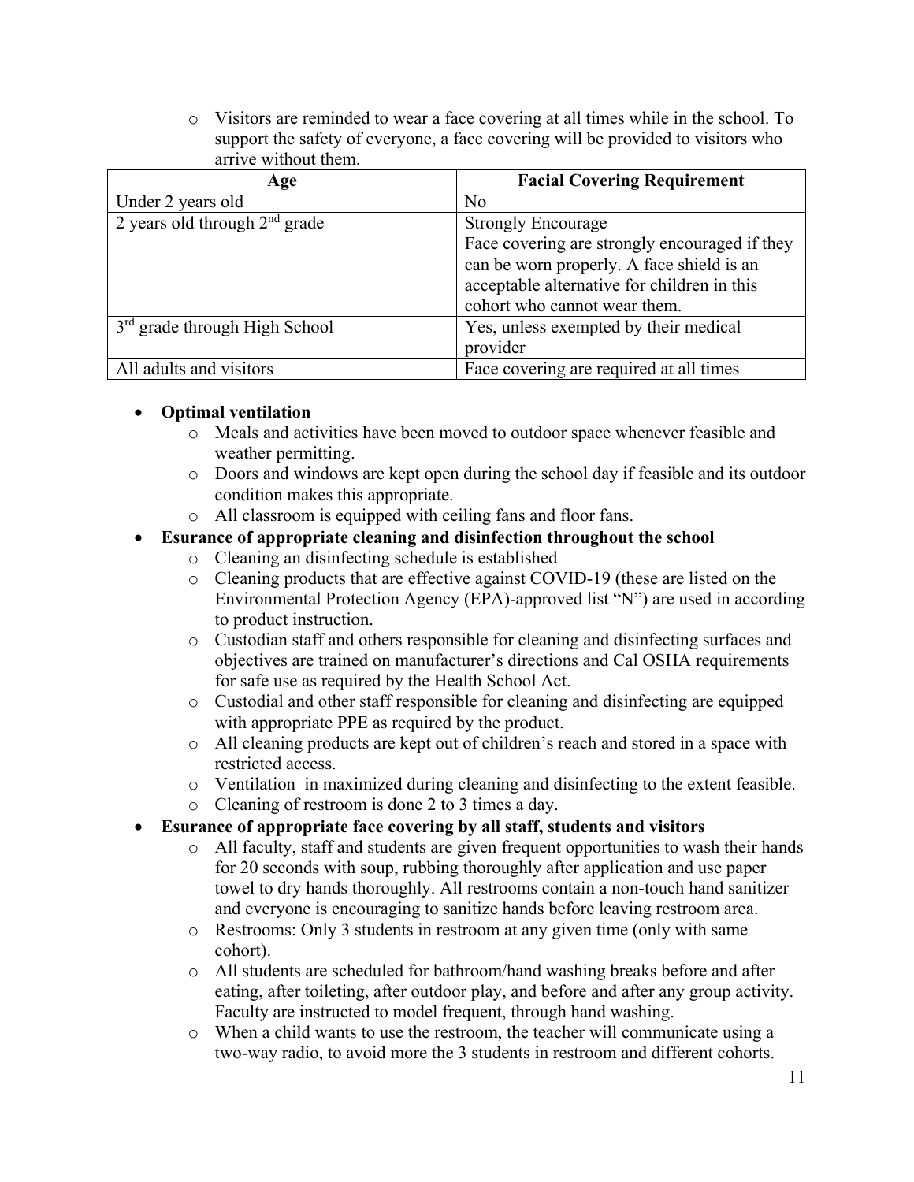- Visitors are reminded to wear a face covering at all times while in the school. To support the safety of everyone, a face covering will be provided to visitors who arrive without them.

| Age | Facial Covering Requirement |
|---|---|
| Under 2 years old | No |
| 2 years old through 2nd grade | Strongly Encourage<br>Face covering are strongly encouraged if they can be worn properly. A face shield is an acceptable alternative for children in this cohort who cannot wear them. |
| 3rd grade through High School | Yes, unless exempted by their medical provider |
| All adults and visitors | Face covering are required at all times |

- **Optimal ventilation**
  - Meals and activities have been moved to outdoor space whenever feasible and weather permitting.
  - Doors and windows are kept open during the school day if feasible and its outdoor condition makes this appropriate.
  - All classroom is equipped with ceiling fans and floor fans.
- **Esurance of appropriate cleaning and disinfection throughout the school**
  - Cleaning an disinfecting schedule is established
  - Cleaning products that are effective against COVID-19 (these are listed on the Environmental Protection Agency (EPA)-approved list "N") are used in according to product instruction.
  - Custodian staff and others responsible for cleaning and disinfecting surfaces and objectives are trained on manufacturer's directions and Cal OSHA requirements for safe use as required by the Health School Act.
  - Custodial and other staff responsible for cleaning and disinfecting are equipped with appropriate PPE as required by the product.
  - All cleaning products are kept out of children's reach and stored in a space with restricted access.
  - Ventilation  in maximized during cleaning and disinfecting to the extent feasible.
  - Cleaning of restroom is done 2 to 3 times a day.
- **Esurance of appropriate face covering by all staff, students and visitors**
  - All faculty, staff and students are given frequent opportunities to wash their hands for 20 seconds with soup, rubbing thoroughly after application and use paper towel to dry hands thoroughly. All restrooms contain a non-touch hand sanitizer and everyone is encouraging to sanitize hands before leaving restroom area.
  - Restrooms: Only 3 students in restroom at any given time (only with same cohort).
  - All students are scheduled for bathroom/hand washing breaks before and after eating, after toileting, after outdoor play, and before and after any group activity. Faculty are instructed to model frequent, through hand washing.
  - When a child wants to use the restroom, the teacher will communicate using a two-way radio, to avoid more the 3 students in restroom and different cohorts.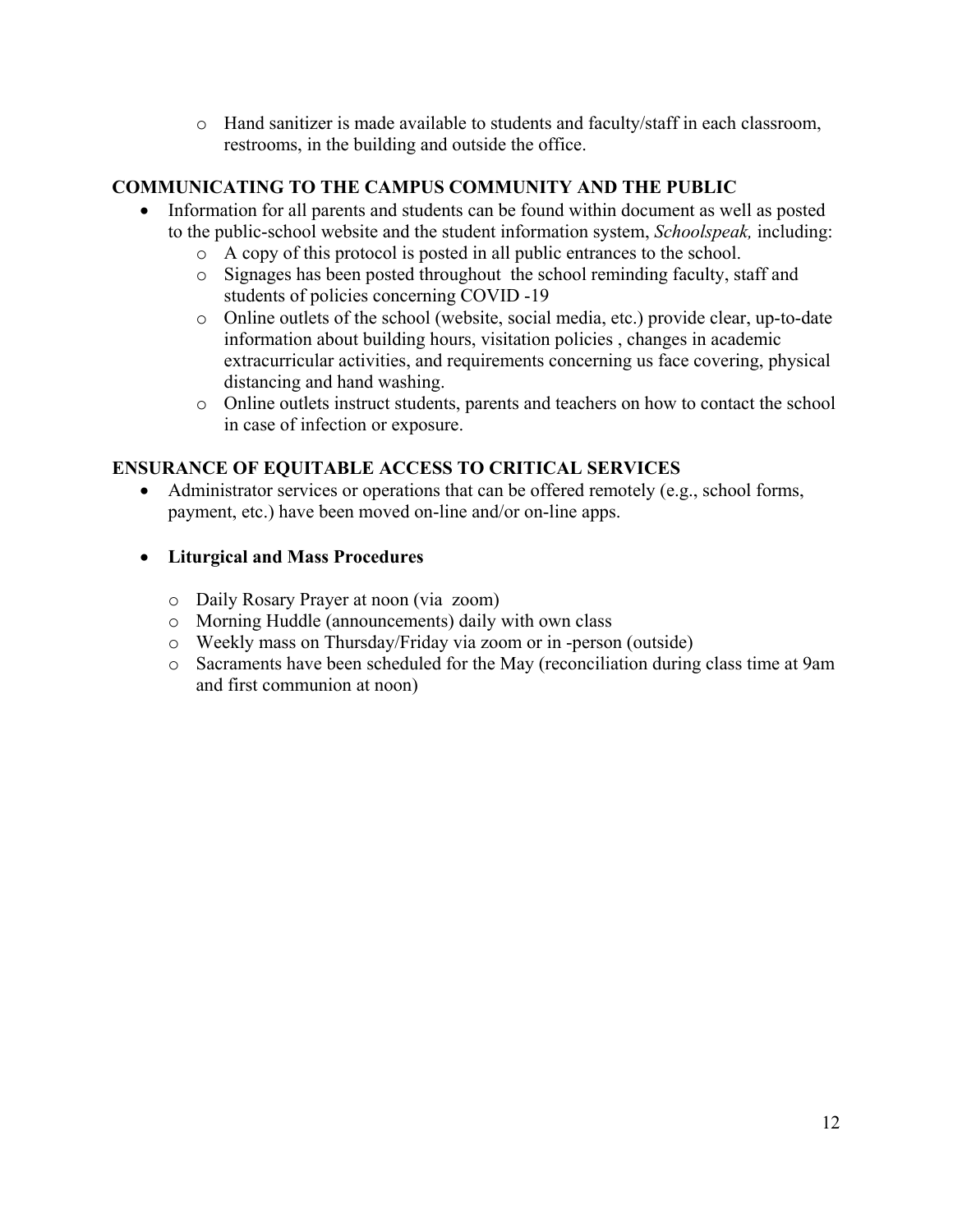- Hand sanitizer is made available to students and faculty/staff in each classroom, restrooms, in the building and outside the office.

## COMMUNICATING TO THE CAMPUS COMMUNITY AND THE PUBLIC

- Information for all parents and students can be found within document as well as posted to the public-school website and the student information system, *Schoolspeak,* including:
  - A copy of this protocol is posted in all public entrances to the school.
  - Signages has been posted throughout the school reminding faculty, staff and students of policies concerning COVID -19
  - Online outlets of the school (website, social media, etc.) provide clear, up-to-date information about building hours, visitation policies , changes in academic extracurricular activities, and requirements concerning us face covering, physical distancing and hand washing.
  - Online outlets instruct students, parents and teachers on how to contact the school in case of infection or exposure.

## ENSURANCE OF EQUITABLE ACCESS TO CRITICAL SERVICES

- Administrator services or operations that can be offered remotely (e.g., school forms, payment, etc.) have been moved on-line and/or on-line apps.

- **Liturgical and Mass Procedures**
  - Daily Rosary Prayer at noon (via zoom)
  - Morning Huddle (announcements) daily with own class
  - Weekly mass on Thursday/Friday via zoom or in -person (outside)
  - Sacraments have been scheduled for the May (reconciliation during class time at 9am and first communion at noon)